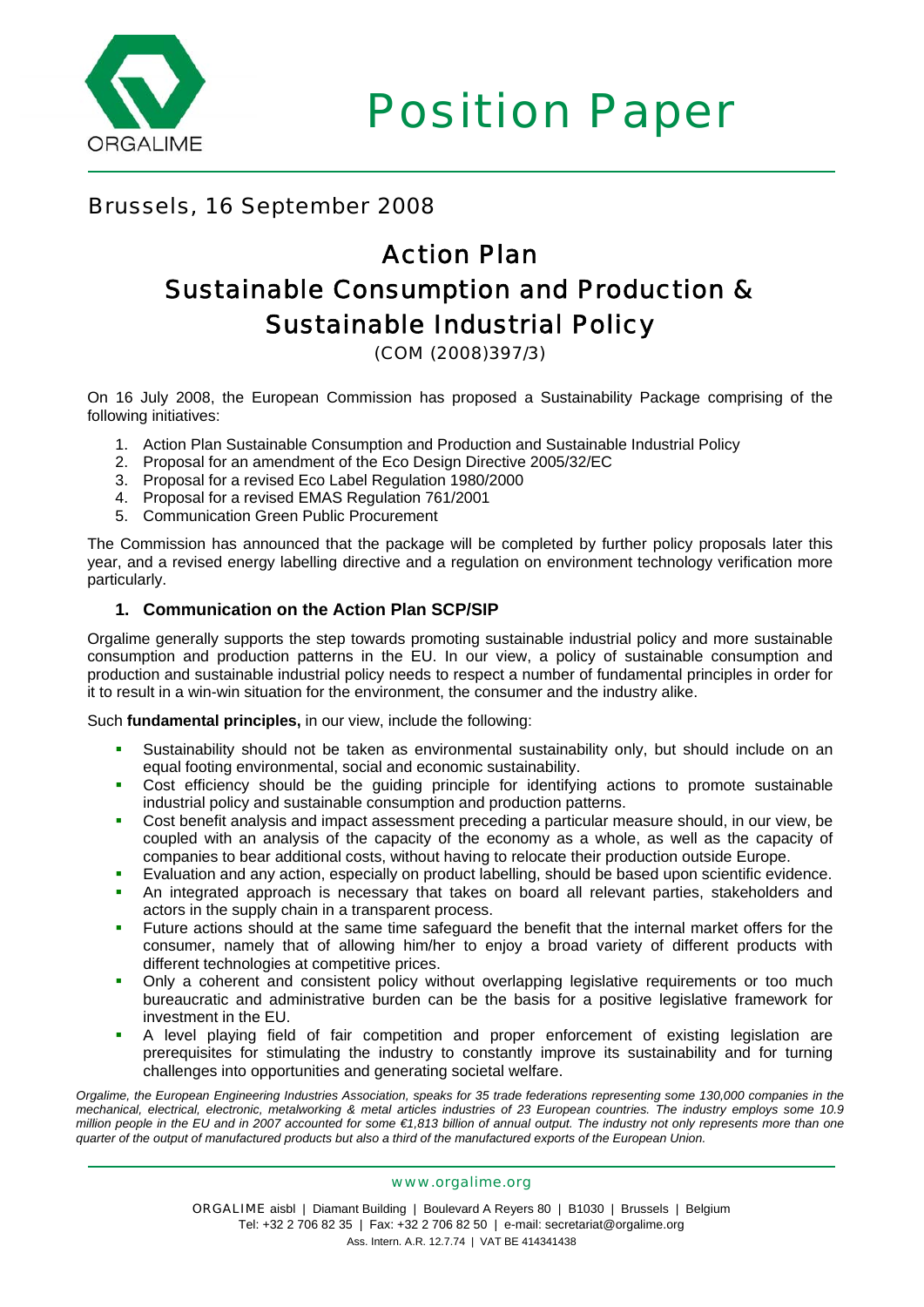# Position Paper

Brussels, 16 September 2008

## Action Plan
## Sustainable Consumption and Production & Sustainable Industrial Policy

(COM (2008)397/3)

On 16 July 2008, the European Commission has proposed a Sustainability Package comprising of the following initiatives:

1. Action Plan Sustainable Consumption and Production and Sustainable Industrial Policy
2. Proposal for an amendment of the Eco Design Directive 2005/32/EC
3. Proposal for a revised Eco Label Regulation 1980/2000
4. Proposal for a revised EMAS Regulation 761/2001
5. Communication Green Public Procurement

The Commission has announced that the package will be completed by further policy proposals later this year, and a revised energy labelling directive and a regulation on environment technology verification more particularly.

### 1. Communication on the Action Plan SCP/SIP

Orgalime generally supports the step towards promoting sustainable industrial policy and more sustainable consumption and production patterns in the EU. In our view, a policy of sustainable consumption and production and sustainable industrial policy needs to respect a number of fundamental principles in order for it to result in a win-win situation for the environment, the consumer and the industry alike.

Such **fundamental principles,** in our view, include the following:

- Sustainability should not be taken as environmental sustainability only, but should include on an equal footing environmental, social and economic sustainability.
- Cost efficiency should be the guiding principle for identifying actions to promote sustainable industrial policy and sustainable consumption and production patterns.
- Cost benefit analysis and impact assessment preceding a particular measure should, in our view, be coupled with an analysis of the capacity of the economy as a whole, as well as the capacity of companies to bear additional costs, without having to relocate their production outside Europe.
- Evaluation and any action, especially on product labelling, should be based upon scientific evidence.
- An integrated approach is necessary that takes on board all relevant parties, stakeholders and actors in the supply chain in a transparent process.
- Future actions should at the same time safeguard the benefit that the internal market offers for the consumer, namely that of allowing him/her to enjoy a broad variety of different products with different technologies at competitive prices.
- Only a coherent and consistent policy without overlapping legislative requirements or too much bureaucratic and administrative burden can be the basis for a positive legislative framework for investment in the EU.
- A level playing field of fair competition and proper enforcement of existing legislation are prerequisites for stimulating the industry to constantly improve its sustainability and for turning challenges into opportunities and generating societal welfare.

*Orgalime, the European Engineering Industries Association, speaks for 35 trade federations representing some 130,000 companies in the mechanical, electrical, electronic, metalworking & metal articles industries of 23 European countries. The industry employs some 10.9 million people in the EU and in 2007 accounted for some €1,813 billion of annual output. The industry not only represents more than one quarter of the output of manufactured products but also a third of the manufactured exports of the European Union.*

www.orgalime.org

ORGALIME aisbl | Diamant Building | Boulevard A Reyers 80 | B1030 | Brussels | Belgium
Tel: +32 2 706 82 35 | Fax: +32 2 706 82 50 | e-mail: secretariat@orgalime.org
Ass. Intern. A.R. 12.7.74 | VAT BE 414341438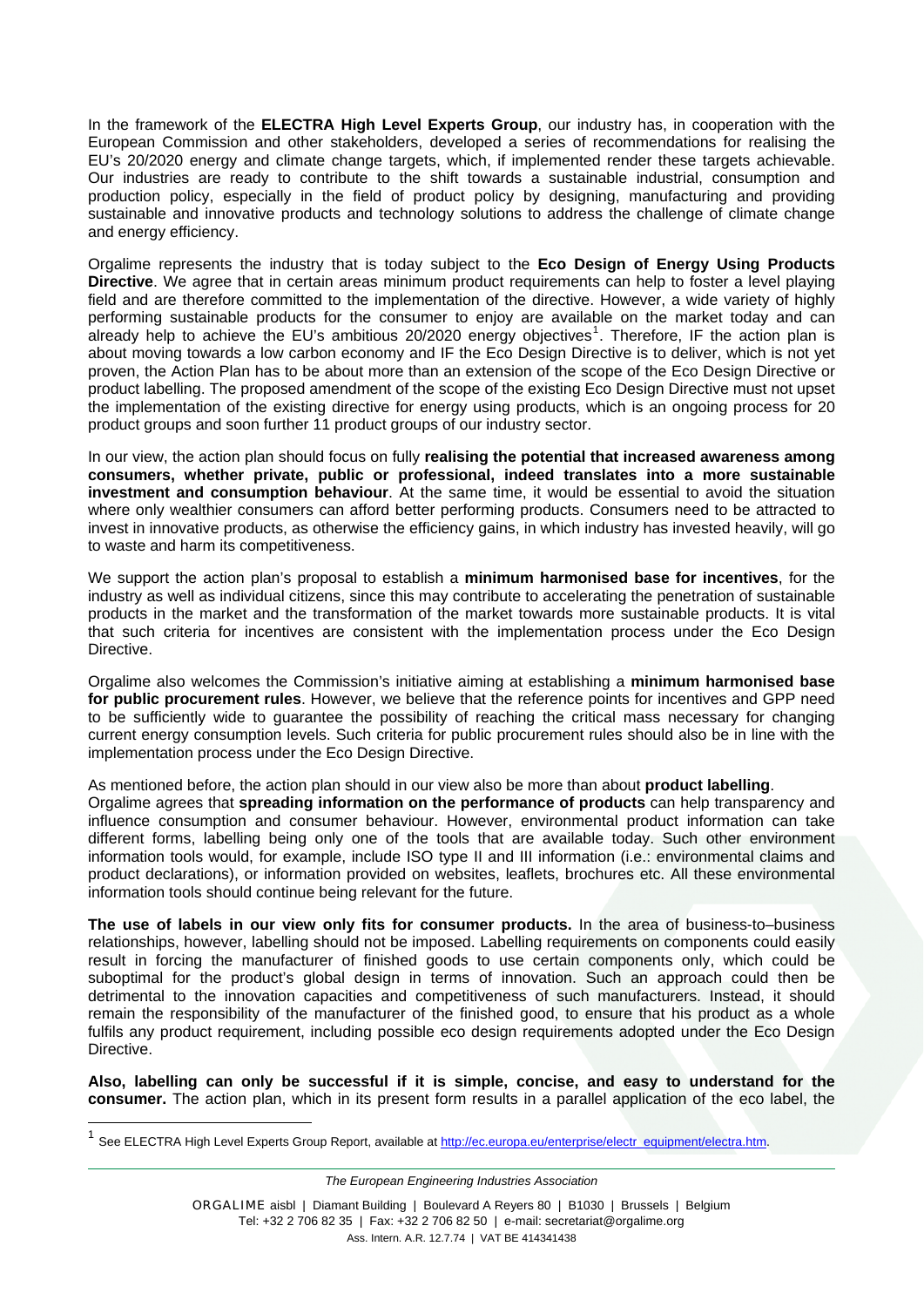In the framework of the **ELECTRA High Level Experts Group**, our industry has, in cooperation with the European Commission and other stakeholders, developed a series of recommendations for realising the EU's 20/2020 energy and climate change targets, which, if implemented render these targets achievable. Our industries are ready to contribute to the shift towards a sustainable industrial, consumption and production policy, especially in the field of product policy by designing, manufacturing and providing sustainable and innovative products and technology solutions to address the challenge of climate change and energy efficiency.

Orgalime represents the industry that is today subject to the **Eco Design of Energy Using Products Directive**. We agree that in certain areas minimum product requirements can help to foster a level playing field and are therefore committed to the implementation of the directive. However, a wide variety of highly performing sustainable products for the consumer to enjoy are available on the market today and can already help to achieve the EU's ambitious 20/2020 energy objectives[1]. Therefore, IF the action plan is about moving towards a low carbon economy and IF the Eco Design Directive is to deliver, which is not yet proven, the Action Plan has to be about more than an extension of the scope of the Eco Design Directive or product labelling. The proposed amendment of the scope of the existing Eco Design Directive must not upset the implementation of the existing directive for energy using products, which is an ongoing process for 20 product groups and soon further 11 product groups of our industry sector.

In our view, the action plan should focus on fully **realising the potential that increased awareness among consumers, whether private, public or professional, indeed translates into a more sustainable investment and consumption behaviour**. At the same time, it would be essential to avoid the situation where only wealthier consumers can afford better performing products. Consumers need to be attracted to invest in innovative products, as otherwise the efficiency gains, in which industry has invested heavily, will go to waste and harm its competitiveness.

We support the action plan's proposal to establish a **minimum harmonised base for incentives**, for the industry as well as individual citizens, since this may contribute to accelerating the penetration of sustainable products in the market and the transformation of the market towards more sustainable products. It is vital that such criteria for incentives are consistent with the implementation process under the Eco Design Directive.

Orgalime also welcomes the Commission's initiative aiming at establishing a **minimum harmonised base for public procurement rules**. However, we believe that the reference points for incentives and GPP need to be sufficiently wide to guarantee the possibility of reaching the critical mass necessary for changing current energy consumption levels. Such criteria for public procurement rules should also be in line with the implementation process under the Eco Design Directive.

As mentioned before, the action plan should in our view also be more than about **product labelling**.
Orgalime agrees that **spreading information on the performance of products** can help transparency and influence consumption and consumer behaviour. However, environmental product information can take different forms, labelling being only one of the tools that are available today. Such other environment information tools would, for example, include ISO type II and III information (i.e.: environmental claims and product declarations), or information provided on websites, leaflets, brochures etc. All these environmental information tools should continue being relevant for the future.

**The use of labels in our view only fits for consumer products.** In the area of business-to–business relationships, however, labelling should not be imposed. Labelling requirements on components could easily result in forcing the manufacturer of finished goods to use certain components only, which could be suboptimal for the product's global design in terms of innovation. Such an approach could then be detrimental to the innovation capacities and competitiveness of such manufacturers. Instead, it should remain the responsibility of the manufacturer of the finished good, to ensure that his product as a whole fulfils any product requirement, including possible eco design requirements adopted under the Eco Design Directive.

**Also, labelling can only be successful if it is simple, concise, and easy to understand for the consumer.** The action plan, which in its present form results in a parallel application of the eco label, the

[1] See ELECTRA High Level Experts Group Report, available at http://ec.europa.eu/enterprise/electr_equipment/electra.htm.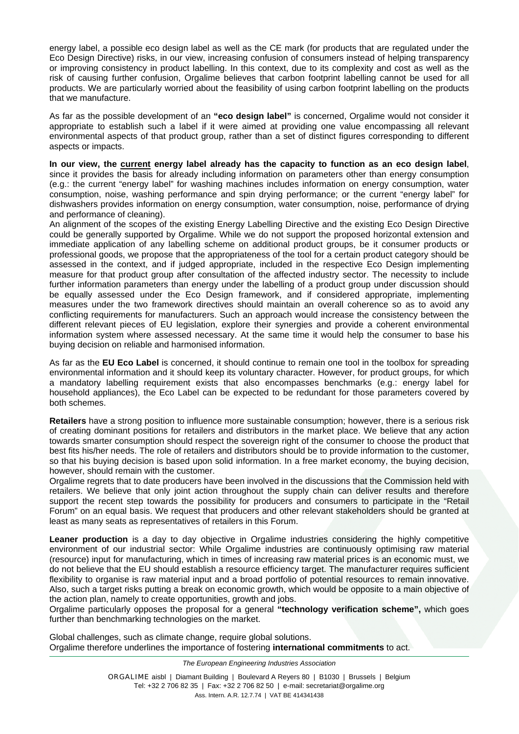energy label, a possible eco design label as well as the CE mark (for products that are regulated under the Eco Design Directive) risks, in our view, increasing confusion of consumers instead of helping transparency or improving consistency in product labelling. In this context, due to its complexity and cost as well as the risk of causing further confusion, Orgalime believes that carbon footprint labelling cannot be used for all products. We are particularly worried about the feasibility of using carbon footprint labelling on the products that we manufacture.

As far as the possible development of an **"eco design label"** is concerned, Orgalime would not consider it appropriate to establish such a label if it were aimed at providing one value encompassing all relevant environmental aspects of that product group, rather than a set of distinct figures corresponding to different aspects or impacts.

**In our view, the current energy label already has the capacity to function as an eco design label**, since it provides the basis for already including information on parameters other than energy consumption (e.g.: the current "energy label" for washing machines includes information on energy consumption, water consumption, noise, washing performance and spin drying performance; or the current "energy label" for dishwashers provides information on energy consumption, water consumption, noise, performance of drying and performance of cleaning).

An alignment of the scopes of the existing Energy Labelling Directive and the existing Eco Design Directive could be generally supported by Orgalime. While we do not support the proposed horizontal extension and immediate application of any labelling scheme on additional product groups, be it consumer products or professional goods, we propose that the appropriateness of the tool for a certain product category should be assessed in the context, and if judged appropriate, included in the respective Eco Design implementing measure for that product group after consultation of the affected industry sector. The necessity to include further information parameters than energy under the labelling of a product group under discussion should be equally assessed under the Eco Design framework, and if considered appropriate, implementing measures under the two framework directives should maintain an overall coherence so as to avoid any conflicting requirements for manufacturers. Such an approach would increase the consistency between the different relevant pieces of EU legislation, explore their synergies and provide a coherent environmental information system where assessed necessary. At the same time it would help the consumer to base his buying decision on reliable and harmonised information.

As far as the **EU Eco Label** is concerned, it should continue to remain one tool in the toolbox for spreading environmental information and it should keep its voluntary character. However, for product groups, for which a mandatory labelling requirement exists that also encompasses benchmarks (e.g.: energy label for household appliances), the Eco Label can be expected to be redundant for those parameters covered by both schemes.

**Retailers** have a strong position to influence more sustainable consumption; however, there is a serious risk of creating dominant positions for retailers and distributors in the market place. We believe that any action towards smarter consumption should respect the sovereign right of the consumer to choose the product that best fits his/her needs. The role of retailers and distributors should be to provide information to the customer, so that his buying decision is based upon solid information. In a free market economy, the buying decision, however, should remain with the customer.

Orgalime regrets that to date producers have been involved in the discussions that the Commission held with retailers. We believe that only joint action throughout the supply chain can deliver results and therefore support the recent step towards the possibility for producers and consumers to participate in the "Retail Forum" on an equal basis. We request that producers and other relevant stakeholders should be granted at least as many seats as representatives of retailers in this Forum.

**Leaner production** is a day to day objective in Orgalime industries considering the highly competitive environment of our industrial sector: While Orgalime industries are continuously optimising raw material (resource) input for manufacturing, which in times of increasing raw material prices is an economic must, we do not believe that the EU should establish a resource efficiency target. The manufacturer requires sufficient flexibility to organise is raw material input and a broad portfolio of potential resources to remain innovative. Also, such a target risks putting a break on economic growth, which would be opposite to a main objective of the action plan, namely to create opportunities, growth and jobs.

Orgalime particularly opposes the proposal for a general **"technology verification scheme",** which goes further than benchmarking technologies on the market.

Global challenges, such as climate change, require global solutions.
Orgalime therefore underlines the importance of fostering **international commitments** to act.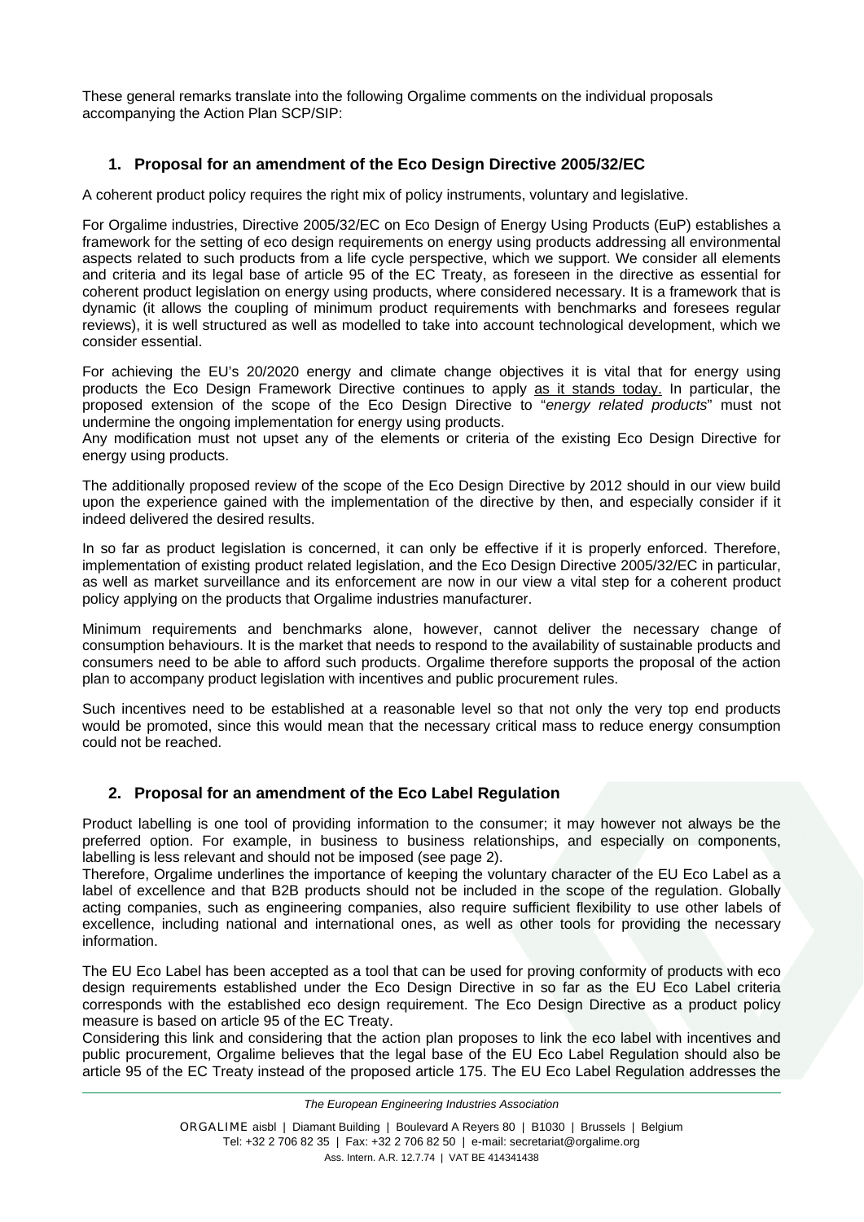These general remarks translate into the following Orgalime comments on the individual proposals accompanying the Action Plan SCP/SIP:

## 1. Proposal for an amendment of the Eco Design Directive 2005/32/EC

A coherent product policy requires the right mix of policy instruments, voluntary and legislative.

For Orgalime industries, Directive 2005/32/EC on Eco Design of Energy Using Products (EuP) establishes a framework for the setting of eco design requirements on energy using products addressing all environmental aspects related to such products from a life cycle perspective, which we support. We consider all elements and criteria and its legal base of article 95 of the EC Treaty, as foreseen in the directive as essential for coherent product legislation on energy using products, where considered necessary. It is a framework that is dynamic (it allows the coupling of minimum product requirements with benchmarks and foresees regular reviews), it is well structured as well as modelled to take into account technological development, which we consider essential.

For achieving the EU's 20/2020 energy and climate change objectives it is vital that for energy using products the Eco Design Framework Directive continues to apply as it stands today. In particular, the proposed extension of the scope of the Eco Design Directive to "*energy related products*" must not undermine the ongoing implementation for energy using products.
Any modification must not upset any of the elements or criteria of the existing Eco Design Directive for energy using products.

The additionally proposed review of the scope of the Eco Design Directive by 2012 should in our view build upon the experience gained with the implementation of the directive by then, and especially consider if it indeed delivered the desired results.

In so far as product legislation is concerned, it can only be effective if it is properly enforced. Therefore, implementation of existing product related legislation, and the Eco Design Directive 2005/32/EC in particular, as well as market surveillance and its enforcement are now in our view a vital step for a coherent product policy applying on the products that Orgalime industries manufacturer.

Minimum requirements and benchmarks alone, however, cannot deliver the necessary change of consumption behaviours. It is the market that needs to respond to the availability of sustainable products and consumers need to be able to afford such products. Orgalime therefore supports the proposal of the action plan to accompany product legislation with incentives and public procurement rules.

Such incentives need to be established at a reasonable level so that not only the very top end products would be promoted, since this would mean that the necessary critical mass to reduce energy consumption could not be reached.

## 2. Proposal for an amendment of the Eco Label Regulation

Product labelling is one tool of providing information to the consumer; it may however not always be the preferred option. For example, in business to business relationships, and especially on components, labelling is less relevant and should not be imposed (see page 2).
Therefore, Orgalime underlines the importance of keeping the voluntary character of the EU Eco Label as a label of excellence and that B2B products should not be included in the scope of the regulation. Globally acting companies, such as engineering companies, also require sufficient flexibility to use other labels of excellence, including national and international ones, as well as other tools for providing the necessary information.

The EU Eco Label has been accepted as a tool that can be used for proving conformity of products with eco design requirements established under the Eco Design Directive in so far as the EU Eco Label criteria corresponds with the established eco design requirement. The Eco Design Directive as a product policy measure is based on article 95 of the EC Treaty.
Considering this link and considering that the action plan proposes to link the eco label with incentives and public procurement, Orgalime believes that the legal base of the EU Eco Label Regulation should also be article 95 of the EC Treaty instead of the proposed article 175. The EU Eco Label Regulation addresses the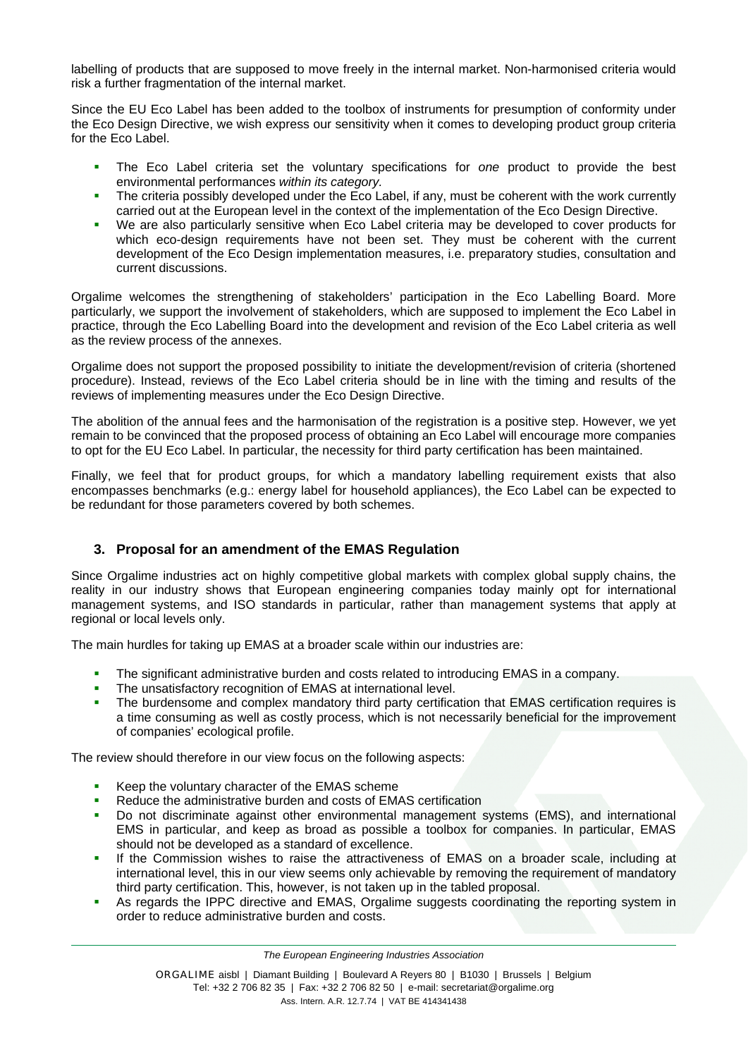labelling of products that are supposed to move freely in the internal market. Non-harmonised criteria would risk a further fragmentation of the internal market.

Since the EU Eco Label has been added to the toolbox of instruments for presumption of conformity under the Eco Design Directive, we wish express our sensitivity when it comes to developing product group criteria for the Eco Label.

- The Eco Label criteria set the voluntary specifications for *one* product to provide the best environmental performances *within its category.*
- The criteria possibly developed under the Eco Label, if any, must be coherent with the work currently carried out at the European level in the context of the implementation of the Eco Design Directive.
- We are also particularly sensitive when Eco Label criteria may be developed to cover products for which eco-design requirements have not been set. They must be coherent with the current development of the Eco Design implementation measures, i.e. preparatory studies, consultation and current discussions.

Orgalime welcomes the strengthening of stakeholders' participation in the Eco Labelling Board. More particularly, we support the involvement of stakeholders, which are supposed to implement the Eco Label in practice, through the Eco Labelling Board into the development and revision of the Eco Label criteria as well as the review process of the annexes.

Orgalime does not support the proposed possibility to initiate the development/revision of criteria (shortened procedure). Instead, reviews of the Eco Label criteria should be in line with the timing and results of the reviews of implementing measures under the Eco Design Directive.

The abolition of the annual fees and the harmonisation of the registration is a positive step. However, we yet remain to be convinced that the proposed process of obtaining an Eco Label will encourage more companies to opt for the EU Eco Label. In particular, the necessity for third party certification has been maintained.

Finally, we feel that for product groups, for which a mandatory labelling requirement exists that also encompasses benchmarks (e.g.: energy label for household appliances), the Eco Label can be expected to be redundant for those parameters covered by both schemes.

## 3. Proposal for an amendment of the EMAS Regulation

Since Orgalime industries act on highly competitive global markets with complex global supply chains, the reality in our industry shows that European engineering companies today mainly opt for international management systems, and ISO standards in particular, rather than management systems that apply at regional or local levels only.

The main hurdles for taking up EMAS at a broader scale within our industries are:

- The significant administrative burden and costs related to introducing EMAS in a company.
- The unsatisfactory recognition of EMAS at international level.
- The burdensome and complex mandatory third party certification that EMAS certification requires is a time consuming as well as costly process, which is not necessarily beneficial for the improvement of companies' ecological profile.

The review should therefore in our view focus on the following aspects:

- Keep the voluntary character of the EMAS scheme
- Reduce the administrative burden and costs of EMAS certification
- Do not discriminate against other environmental management systems (EMS), and international EMS in particular, and keep as broad as possible a toolbox for companies. In particular, EMAS should not be developed as a standard of excellence.
- If the Commission wishes to raise the attractiveness of EMAS on a broader scale, including at international level, this in our view seems only achievable by removing the requirement of mandatory third party certification. This, however, is not taken up in the tabled proposal.
- As regards the IPPC directive and EMAS, Orgalime suggests coordinating the reporting system in order to reduce administrative burden and costs.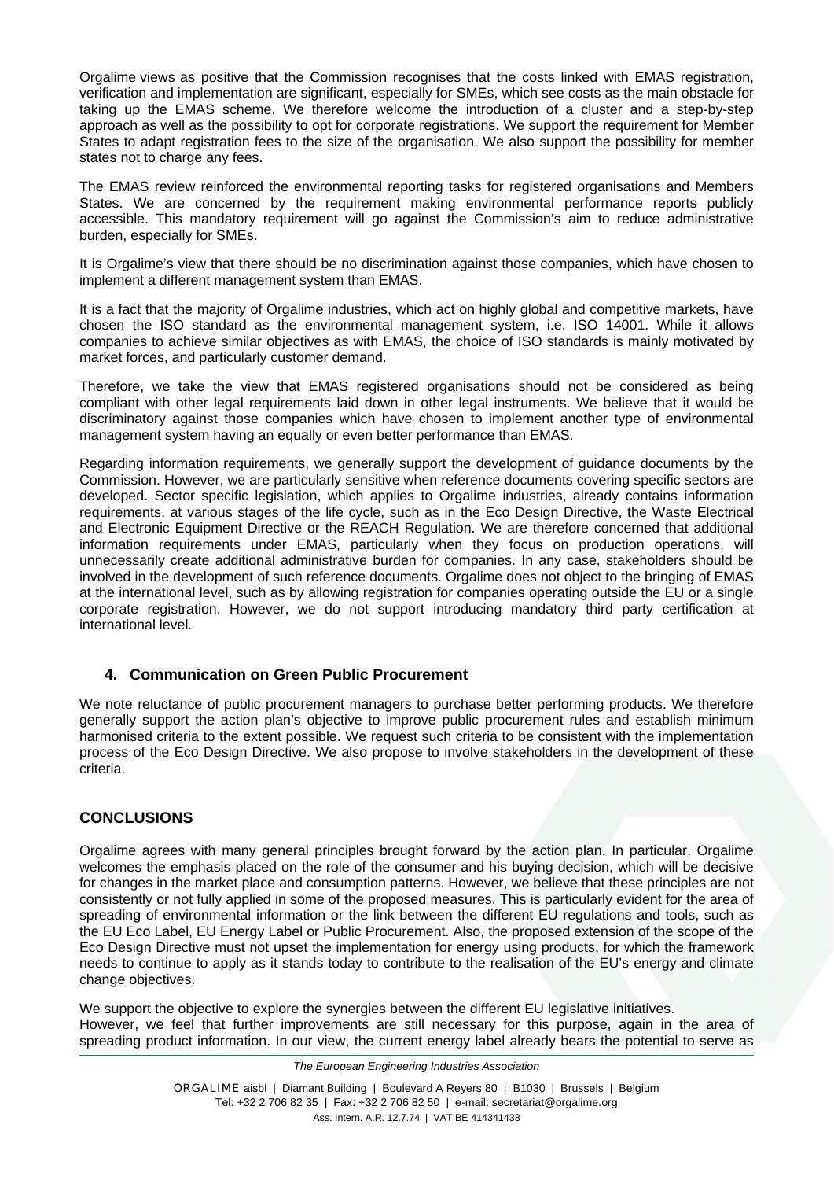Orgalime views as positive that the Commission recognises that the costs linked with EMAS registration, verification and implementation are significant, especially for SMEs, which see costs as the main obstacle for taking up the EMAS scheme. We therefore welcome the introduction of a cluster and a step-by-step approach as well as the possibility to opt for corporate registrations. We support the requirement for Member States to adapt registration fees to the size of the organisation. We also support the possibility for member states not to charge any fees.

The EMAS review reinforced the environmental reporting tasks for registered organisations and Members States. We are concerned by the requirement making environmental performance reports publicly accessible. This mandatory requirement will go against the Commission's aim to reduce administrative burden, especially for SMEs.

It is Orgalime's view that there should be no discrimination against those companies, which have chosen to implement a different management system than EMAS.

It is a fact that the majority of Orgalime industries, which act on highly global and competitive markets, have chosen the ISO standard as the environmental management system, i.e. ISO 14001. While it allows companies to achieve similar objectives as with EMAS, the choice of ISO standards is mainly motivated by market forces, and particularly customer demand.

Therefore, we take the view that EMAS registered organisations should not be considered as being compliant with other legal requirements laid down in other legal instruments. We believe that it would be discriminatory against those companies which have chosen to implement another type of environmental management system having an equally or even better performance than EMAS.

Regarding information requirements, we generally support the development of guidance documents by the Commission. However, we are particularly sensitive when reference documents covering specific sectors are developed. Sector specific legislation, which applies to Orgalime industries, already contains information requirements, at various stages of the life cycle, such as in the Eco Design Directive, the Waste Electrical and Electronic Equipment Directive or the REACH Regulation. We are therefore concerned that additional information requirements under EMAS, particularly when they focus on production operations, will unnecessarily create additional administrative burden for companies. In any case, stakeholders should be involved in the development of such reference documents. Orgalime does not object to the bringing of EMAS at the international level, such as by allowing registration for companies operating outside the EU or a single corporate registration. However, we do not support introducing mandatory third party certification at international level.

### 4. Communication on Green Public Procurement

We note reluctance of public procurement managers to purchase better performing products. We therefore generally support the action plan's objective to improve public procurement rules and establish minimum harmonised criteria to the extent possible. We request such criteria to be consistent with the implementation process of the Eco Design Directive. We also propose to involve stakeholders in the development of these criteria.

## CONCLUSIONS

Orgalime agrees with many general principles brought forward by the action plan. In particular, Orgalime welcomes the emphasis placed on the role of the consumer and his buying decision, which will be decisive for changes in the market place and consumption patterns. However, we believe that these principles are not consistently or not fully applied in some of the proposed measures. This is particularly evident for the area of spreading of environmental information or the link between the different EU regulations and tools, such as the EU Eco Label, EU Energy Label or Public Procurement. Also, the proposed extension of the scope of the Eco Design Directive must not upset the implementation for energy using products, for which the framework needs to continue to apply as it stands today to contribute to the realisation of the EU's energy and climate change objectives.

We support the objective to explore the synergies between the different EU legislative initiatives.
However, we feel that further improvements are still necessary for this purpose, again in the area of spreading product information. In our view, the current energy label already bears the potential to serve as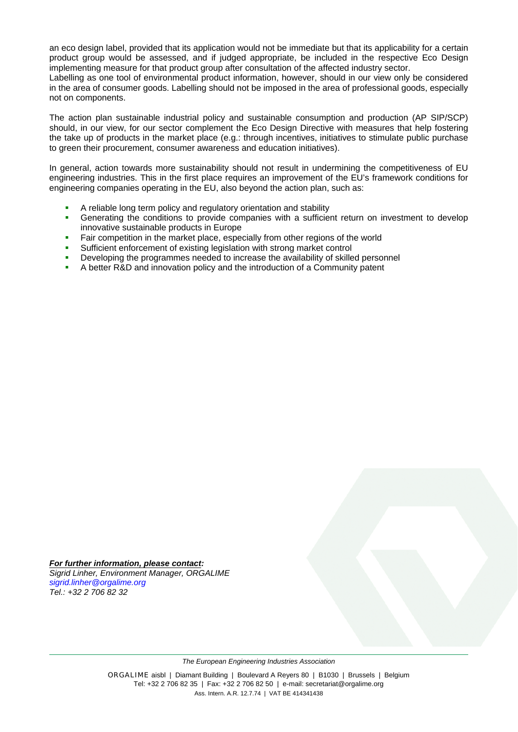an eco design label, provided that its application would not be immediate but that its applicability for a certain product group would be assessed, and if judged appropriate, be included in the respective Eco Design implementing measure for that product group after consultation of the affected industry sector.
Labelling as one tool of environmental product information, however, should in our view only be considered in the area of consumer goods. Labelling should not be imposed in the area of professional goods, especially not on components.

The action plan sustainable industrial policy and sustainable consumption and production (AP SIP/SCP) should, in our view, for our sector complement the Eco Design Directive with measures that help fostering the take up of products in the market place (e.g.: through incentives, initiatives to stimulate public purchase to green their procurement, consumer awareness and education initiatives).

In general, action towards more sustainability should not result in undermining the competitiveness of EU engineering industries. This in the first place requires an improvement of the EU's framework conditions for engineering companies operating in the EU, also beyond the action plan, such as:

- A reliable long term policy and regulatory orientation and stability
- Generating the conditions to provide companies with a sufficient return on investment to develop innovative sustainable products in Europe
- Fair competition in the market place, especially from other regions of the world
- Sufficient enforcement of existing legislation with strong market control
- Developing the programmes needed to increase the availability of skilled personnel
- A better R&D and innovation policy and the introduction of a Community patent

***For further information, please contact:***
*Sigrid Linher, Environment Manager, ORGALIME*
*sigrid.linher@orgalime.org*
*Tel.: +32 2 706 82 32*

*The European Engineering Industries Association*

ORGALIME aisbl | Diamant Building | Boulevard A Reyers 80 | B1030 | Brussels | Belgium
Tel: +32 2 706 82 35 | Fax: +32 2 706 82 50 | e-mail: secretariat@orgalime.org
Ass. Intern. A.R. 12.7.74 | VAT BE 414341438